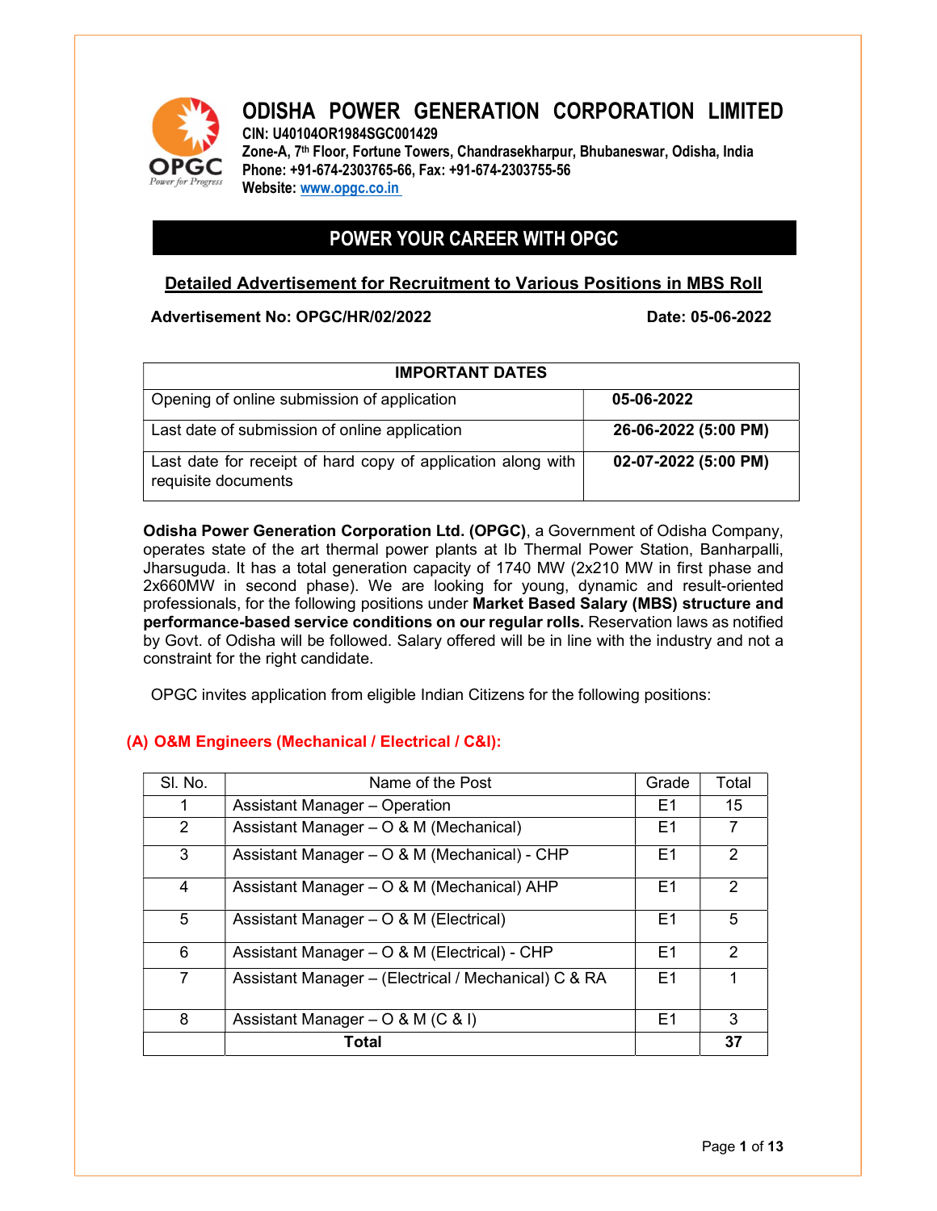# ODISHA POWER GENERATION CORPORATION LIMITED

**CIN: U40104OR1984SGC001429**
**Zone-A, 7th Floor, Fortune Towers, Chandrasekharpur, Bhubaneswar, Odisha, India**
**Phone: +91-674-2303765-66, Fax: +91-674-2303755-56**
**Website: www.opgc.co.in**

## POWER YOUR CAREER WITH OPGC

### Detailed Advertisement for Recruitment to Various Positions in MBS Roll

**Advertisement No: OPGC/HR/02/2022** **Date: 05-06-2022**

| IMPORTANT DATES | |
|---|---|
| Opening of online submission of application | **05-06-2022** |
| Last date of submission of online application | **26-06-2022 (5:00 PM)** |
| Last date for receipt of hard copy of application along with requisite documents | **02-07-2022 (5:00 PM)** |

**Odisha Power Generation Corporation Ltd. (OPGC)**, a Government of Odisha Company, operates state of the art thermal power plants at Ib Thermal Power Station, Banharpalli, Jharsuguda. It has a total generation capacity of 1740 MW (2x210 MW in first phase and 2x660MW in second phase). We are looking for young, dynamic and result-oriented professionals, for the following positions under **Market Based Salary (MBS) structure and performance-based service conditions on our regular rolls.** Reservation laws as notified by Govt. of Odisha will be followed. Salary offered will be in line with the industry and not a constraint for the right candidate.

OPGC invites application from eligible Indian Citizens for the following positions:

### (A) O&M Engineers (Mechanical / Electrical / C&I):

| Sl. No. | Name of the Post | Grade | Total |
|---|---|---|---|
| 1 | Assistant Manager – Operation | E1 | 15 |
| 2 | Assistant Manager – O & M (Mechanical) | E1 | 7 |
| 3 | Assistant Manager – O & M (Mechanical) - CHP | E1 | 2 |
| 4 | Assistant Manager – O & M (Mechanical) AHP | E1 | 2 |
| 5 | Assistant Manager – O & M (Electrical) | E1 | 5 |
| 6 | Assistant Manager – O & M (Electrical) - CHP | E1 | 2 |
| 7 | Assistant Manager – (Electrical / Mechanical) C & RA | E1 | 1 |
| 8 | Assistant Manager – O & M (C & I) | E1 | 3 |
| | **Total** | | **37** |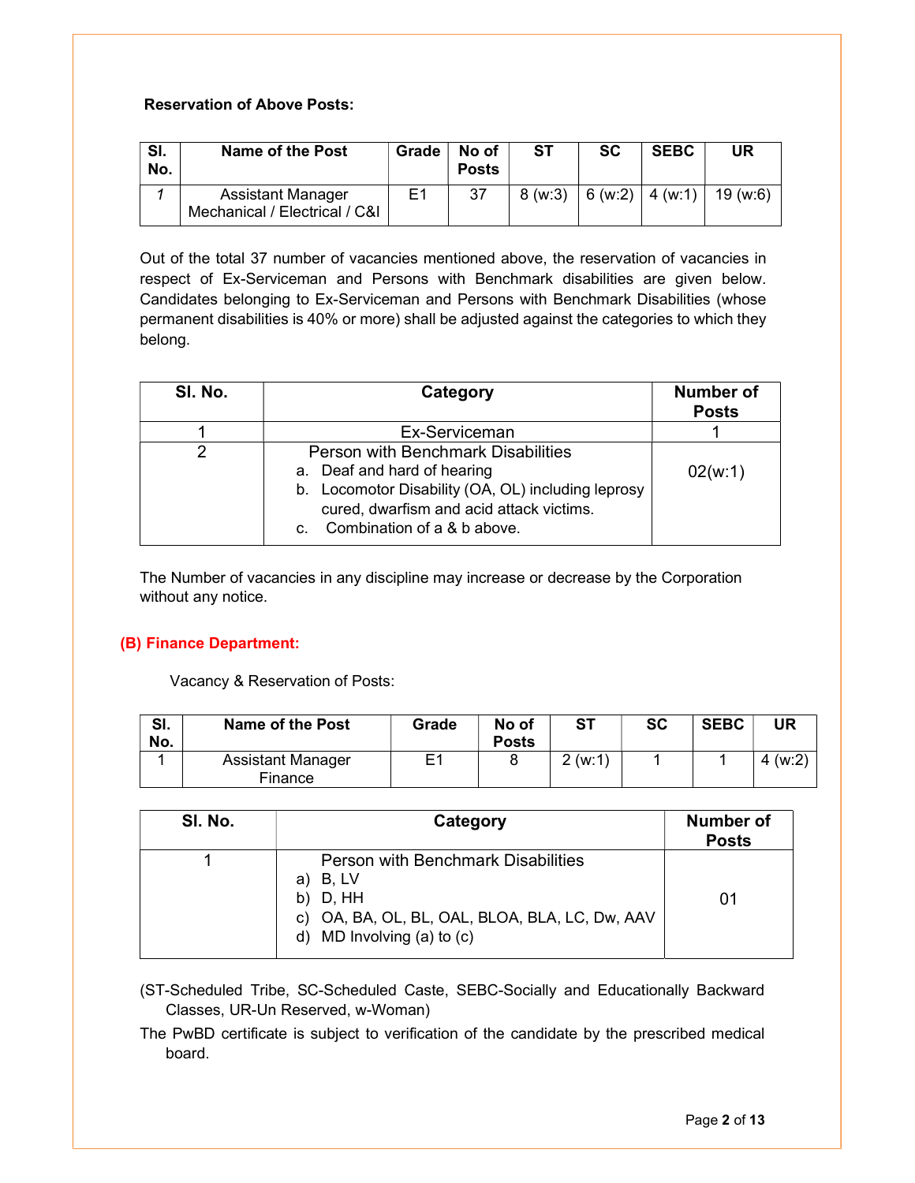**Reservation of Above Posts:**

| Sl. No. | Name of the Post | Grade | No of Posts | ST | SC | SEBC | UR |
|---|---|---|---|---|---|---|---|
| *1* | Assistant Manager Mechanical / Electrical / C&I | E1 | 37 | 8 (w:3) | 6 (w:2) | 4 (w:1) | 19 (w:6) |

Out of the total 37 number of vacancies mentioned above, the reservation of vacancies in respect of Ex-Serviceman and Persons with Benchmark disabilities are given below. Candidates belonging to Ex-Serviceman and Persons with Benchmark Disabilities (whose permanent disabilities is 40% or more) shall be adjusted against the categories to which they belong.

| Sl. No. | Category | Number of Posts |
|---|---|---|
| 1 | Ex-Serviceman | 1 |
| 2 | Person with Benchmark Disabilities<br>a. Deaf and hard of hearing<br>b. Locomotor Disability (OA, OL) including leprosy cured, dwarfism and acid attack victims.<br>c. Combination of a & b above. | 02(w:1) |

The Number of vacancies in any discipline may increase or decrease by the Corporation without any notice.

## (B) Finance Department:

Vacancy & Reservation of Posts:

| Sl. No. | Name of the Post | Grade | No of Posts | ST | SC | SEBC | UR |
|---|---|---|---|---|---|---|---|
| 1 | Assistant Manager Finance | E1 | 8 | 2 (w:1) | 1 | 1 | 4 (w:2) |

| Sl. No. | Category | Number of Posts |
|---|---|---|
| 1 | Person with Benchmark Disabilities<br>a) B, LV<br>b) D, HH<br>c) OA, BA, OL, BL, OAL, BLOA, BLA, LC, Dw, AAV<br>d) MD Involving (a) to (c) | 01 |

(ST-Scheduled Tribe, SC-Scheduled Caste, SEBC-Socially and Educationally Backward Classes, UR-Un Reserved, w-Woman)

The PwBD certificate is subject to verification of the candidate by the prescribed medical board.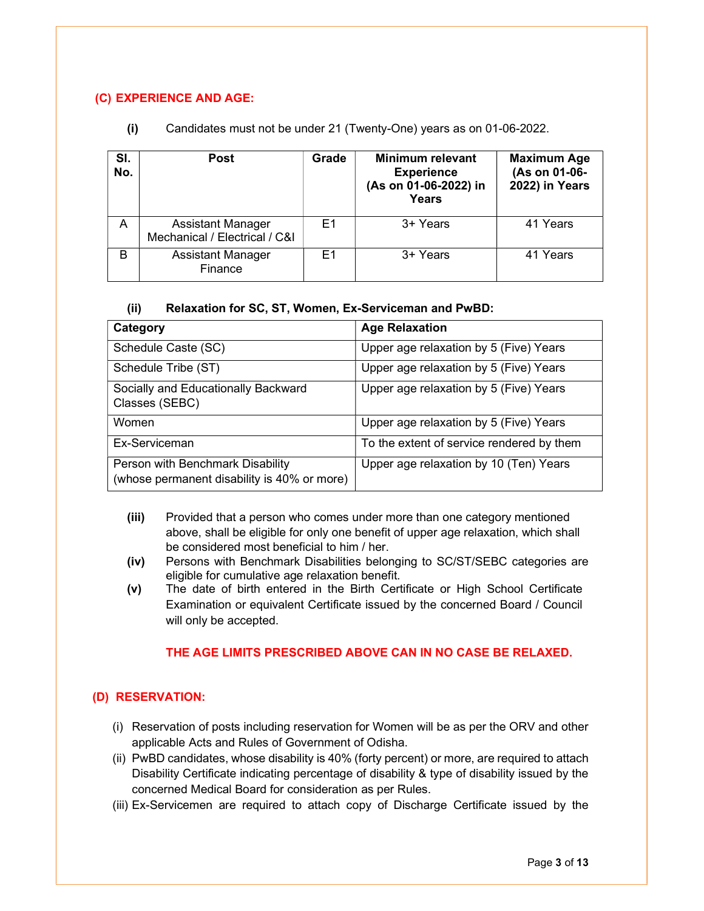## (C) EXPERIENCE AND AGE:

**(i)** Candidates must not be under 21 (Twenty-One) years as on 01-06-2022.

| Sl. No. | Post | Grade | Minimum relevant Experience (As on 01-06-2022) in Years | Maximum Age (As on 01-06-2022) in Years |
|---|---|---|---|---|
| A | Assistant Manager Mechanical / Electrical / C&I | E1 | 3+ Years | 41 Years |
| B | Assistant Manager Finance | E1 | 3+ Years | 41 Years |

**(ii) Relaxation for SC, ST, Women, Ex-Serviceman and PwBD:**

| Category | Age Relaxation |
|---|---|
| Schedule Caste (SC) | Upper age relaxation by 5 (Five) Years |
| Schedule Tribe (ST) | Upper age relaxation by 5 (Five) Years |
| Socially and Educationally Backward Classes (SEBC) | Upper age relaxation by 5 (Five) Years |
| Women | Upper age relaxation by 5 (Five) Years |
| Ex-Serviceman | To the extent of service rendered by them |
| Person with Benchmark Disability (whose permanent disability is 40% or more) | Upper age relaxation by 10 (Ten) Years |

**(iii)** Provided that a person who comes under more than one category mentioned above, shall be eligible for only one benefit of upper age relaxation, which shall be considered most beneficial to him / her.

**(iv)** Persons with Benchmark Disabilities belonging to SC/ST/SEBC categories are eligible for cumulative age relaxation benefit.

**(v)** The date of birth entered in the Birth Certificate or High School Certificate Examination or equivalent Certificate issued by the concerned Board / Council will only be accepted.

**THE AGE LIMITS PRESCRIBED ABOVE CAN IN NO CASE BE RELAXED.**

## (D) RESERVATION:

(i) Reservation of posts including reservation for Women will be as per the ORV and other applicable Acts and Rules of Government of Odisha.

(ii) PwBD candidates, whose disability is 40% (forty percent) or more, are required to attach Disability Certificate indicating percentage of disability & type of disability issued by the concerned Medical Board for consideration as per Rules.

(iii) Ex-Servicemen are required to attach copy of Discharge Certificate issued by the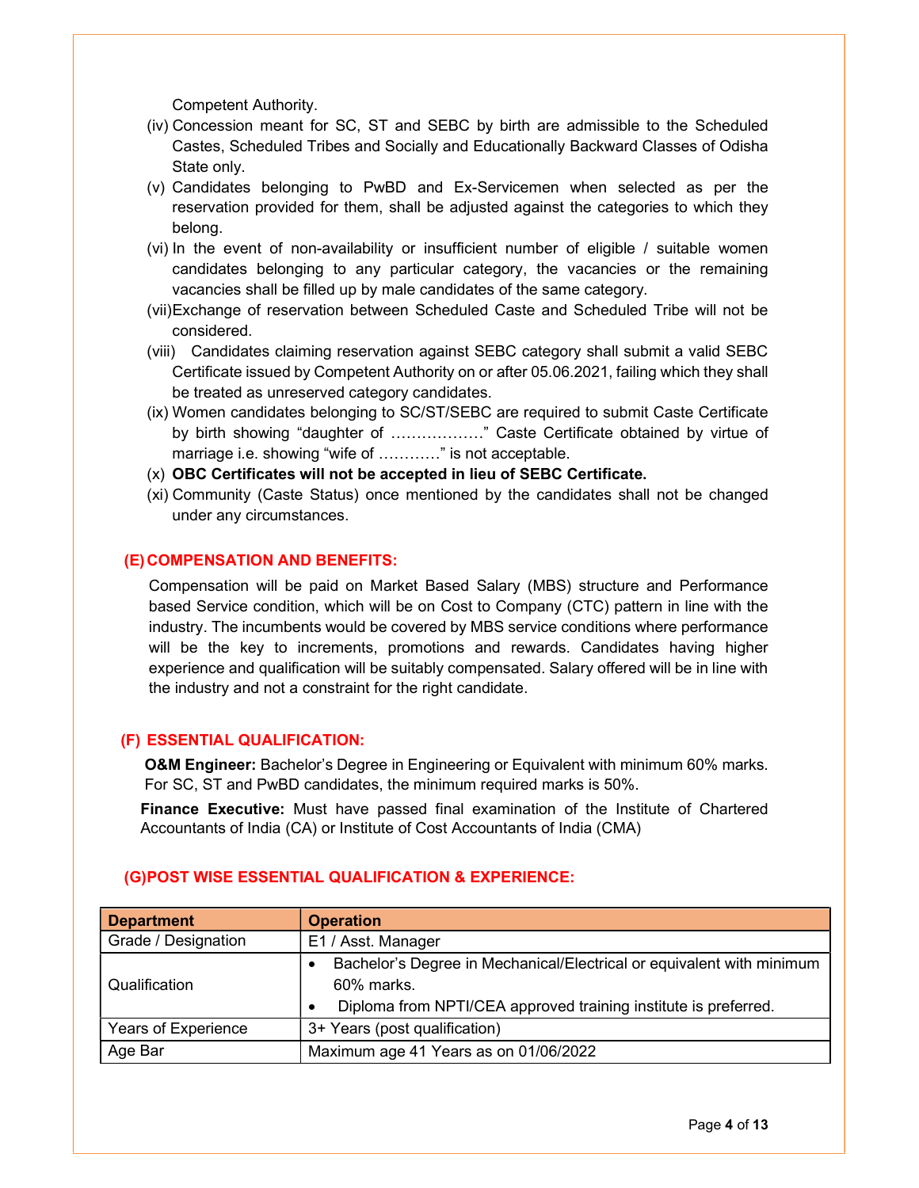Competent Authority.

(iv) Concession meant for SC, ST and SEBC by birth are admissible to the Scheduled Castes, Scheduled Tribes and Socially and Educationally Backward Classes of Odisha State only.

(v) Candidates belonging to PwBD and Ex-Servicemen when selected as per the reservation provided for them, shall be adjusted against the categories to which they belong.

(vi) In the event of non-availability or insufficient number of eligible / suitable women candidates belonging to any particular category, the vacancies or the remaining vacancies shall be filled up by male candidates of the same category.

(vii) Exchange of reservation between Scheduled Caste and Scheduled Tribe will not be considered.

(viii) Candidates claiming reservation against SEBC category shall submit a valid SEBC Certificate issued by Competent Authority on or after 05.06.2021, failing which they shall be treated as unreserved category candidates.

(ix) Women candidates belonging to SC/ST/SEBC are required to submit Caste Certificate by birth showing "daughter of ………………" Caste Certificate obtained by virtue of marriage i.e. showing "wife of …………" is not acceptable.

(x) **OBC Certificates will not be accepted in lieu of SEBC Certificate.**

(xi) Community (Caste Status) once mentioned by the candidates shall not be changed under any circumstances.

## (E) COMPENSATION AND BENEFITS:

Compensation will be paid on Market Based Salary (MBS) structure and Performance based Service condition, which will be on Cost to Company (CTC) pattern in line with the industry. The incumbents would be covered by MBS service conditions where performance will be the key to increments, promotions and rewards. Candidates having higher experience and qualification will be suitably compensated. Salary offered will be in line with the industry and not a constraint for the right candidate.

## (F) ESSENTIAL QUALIFICATION:

**O&M Engineer:** Bachelor's Degree in Engineering or Equivalent with minimum 60% marks. For SC, ST and PwBD candidates, the minimum required marks is 50%.

**Finance Executive:** Must have passed final examination of the Institute of Chartered Accountants of India (CA) or Institute of Cost Accountants of India (CMA)

## (G) POST WISE ESSENTIAL QUALIFICATION & EXPERIENCE:

| Department | Operation |
|---|---|
| Grade / Designation | E1 / Asst. Manager |
| Qualification | • Bachelor's Degree in Mechanical/Electrical or equivalent with minimum 60% marks.<br>• Diploma from NPTI/CEA approved training institute is preferred. |
| Years of Experience | 3+ Years (post qualification) |
| Age Bar | Maximum age 41 Years as on 01/06/2022 |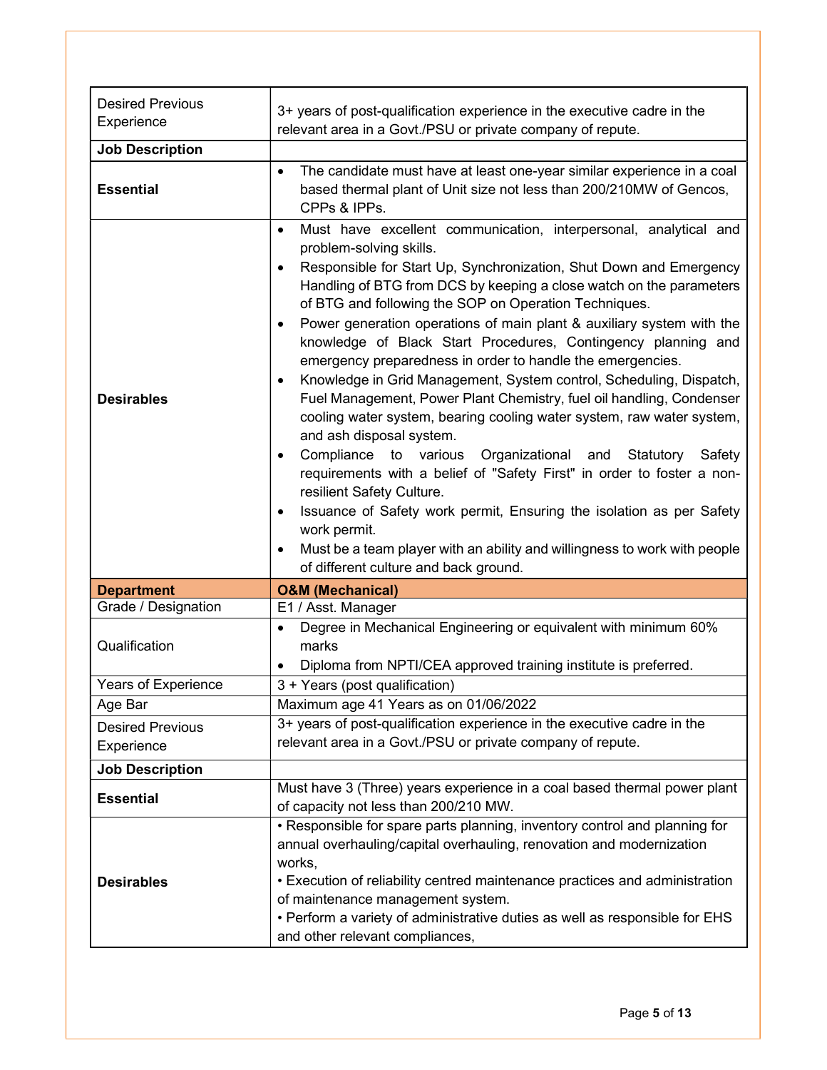| | |
|---|---|
| Desired Previous Experience | 3+ years of post-qualification experience in the executive cadre in the relevant area in a Govt./PSU or private company of repute. |
| **Job Description** | |
| **Essential** | • The candidate must have at least one-year similar experience in a coal based thermal plant of Unit size not less than 200/210MW of Gencos, CPPs & IPPs. |
| **Desirables** | • Must have excellent communication, interpersonal, analytical and problem-solving skills.<br>• Responsible for Start Up, Synchronization, Shut Down and Emergency Handling of BTG from DCS by keeping a close watch on the parameters of BTG and following the SOP on Operation Techniques.<br>• Power generation operations of main plant & auxiliary system with the knowledge of Black Start Procedures, Contingency planning and emergency preparedness in order to handle the emergencies.<br>• Knowledge in Grid Management, System control, Scheduling, Dispatch, Fuel Management, Power Plant Chemistry, fuel oil handling, Condenser cooling water system, bearing cooling water system, raw water system, and ash disposal system.<br>• Compliance to various Organizational and Statutory Safety requirements with a belief of "Safety First" in order to foster a non-resilient Safety Culture.<br>• Issuance of Safety work permit, Ensuring the isolation as per Safety work permit.<br>• Must be a team player with an ability and willingness to work with people of different culture and back ground. |

| **Department** | **O&M (Mechanical)** |
|---|---|
| Grade / Designation | E1 / Asst. Manager |
| Qualification | • Degree in Mechanical Engineering or equivalent with minimum 60% marks<br>• Diploma from NPTI/CEA approved training institute is preferred. |
| Years of Experience | 3 + Years (post qualification) |
| Age Bar | Maximum age 41 Years as on 01/06/2022 |
| Desired Previous Experience | 3+ years of post-qualification experience in the executive cadre in the relevant area in a Govt./PSU or private company of repute. |
| **Job Description** | |
| **Essential** | Must have 3 (Three) years experience in a coal based thermal power plant of capacity not less than 200/210 MW. |
| **Desirables** | • Responsible for spare parts planning, inventory control and planning for annual overhauling/capital overhauling, renovation and modernization works,<br>• Execution of reliability centred maintenance practices and administration of maintenance management system.<br>• Perform a variety of administrative duties as well as responsible for EHS and other relevant compliances, |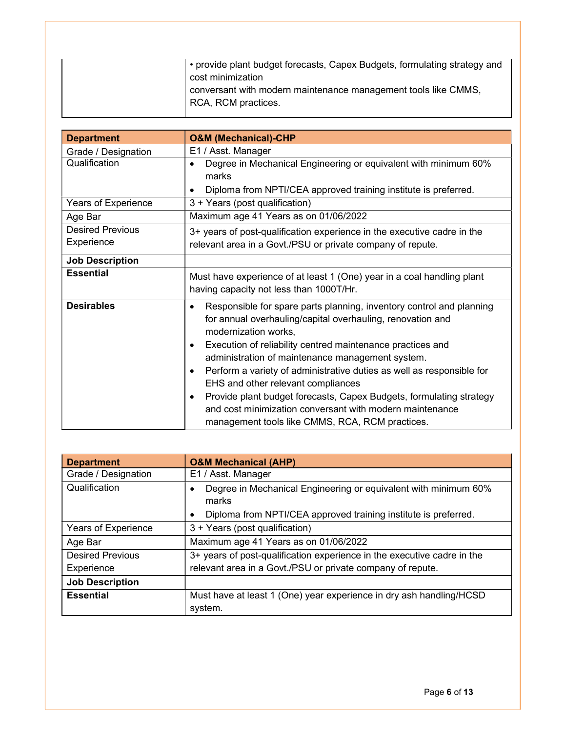| | |
|---|---|
| | • provide plant budget forecasts, Capex Budgets, formulating strategy and cost minimization<br>conversant with modern maintenance management tools like CMMS, RCA, RCM practices. |

| **Department** | **O&M (Mechanical)-CHP** |
|---|---|
| Grade / Designation | E1 / Asst. Manager |
| Qualification | • Degree in Mechanical Engineering or equivalent with minimum 60% marks<br>• Diploma from NPTI/CEA approved training institute is preferred. |
| Years of Experience | 3 + Years (post qualification) |
| Age Bar | Maximum age 41 Years as on 01/06/2022 |
| Desired Previous Experience | 3+ years of post-qualification experience in the executive cadre in the relevant area in a Govt./PSU or private company of repute. |
| **Job Description** | |
| **Essential** | Must have experience of at least 1 (One) year in a coal handling plant having capacity not less than 1000T/Hr. |
| **Desirables** | • Responsible for spare parts planning, inventory control and planning for annual overhauling/capital overhauling, renovation and modernization works,<br>• Execution of reliability centred maintenance practices and administration of maintenance management system.<br>• Perform a variety of administrative duties as well as responsible for EHS and other relevant compliances<br>• Provide plant budget forecasts, Capex Budgets, formulating strategy and cost minimization conversant with modern maintenance management tools like CMMS, RCA, RCM practices. |

| **Department** | **O&M Mechanical (AHP)** |
|---|---|
| Grade / Designation | E1 / Asst. Manager |
| Qualification | • Degree in Mechanical Engineering or equivalent with minimum 60% marks<br>• Diploma from NPTI/CEA approved training institute is preferred. |
| Years of Experience | 3 + Years (post qualification) |
| Age Bar | Maximum age 41 Years as on 01/06/2022 |
| Desired Previous Experience | 3+ years of post-qualification experience in the executive cadre in the relevant area in a Govt./PSU or private company of repute. |
| **Job Description** | |
| **Essential** | Must have at least 1 (One) year experience in dry ash handling/HCSD system. |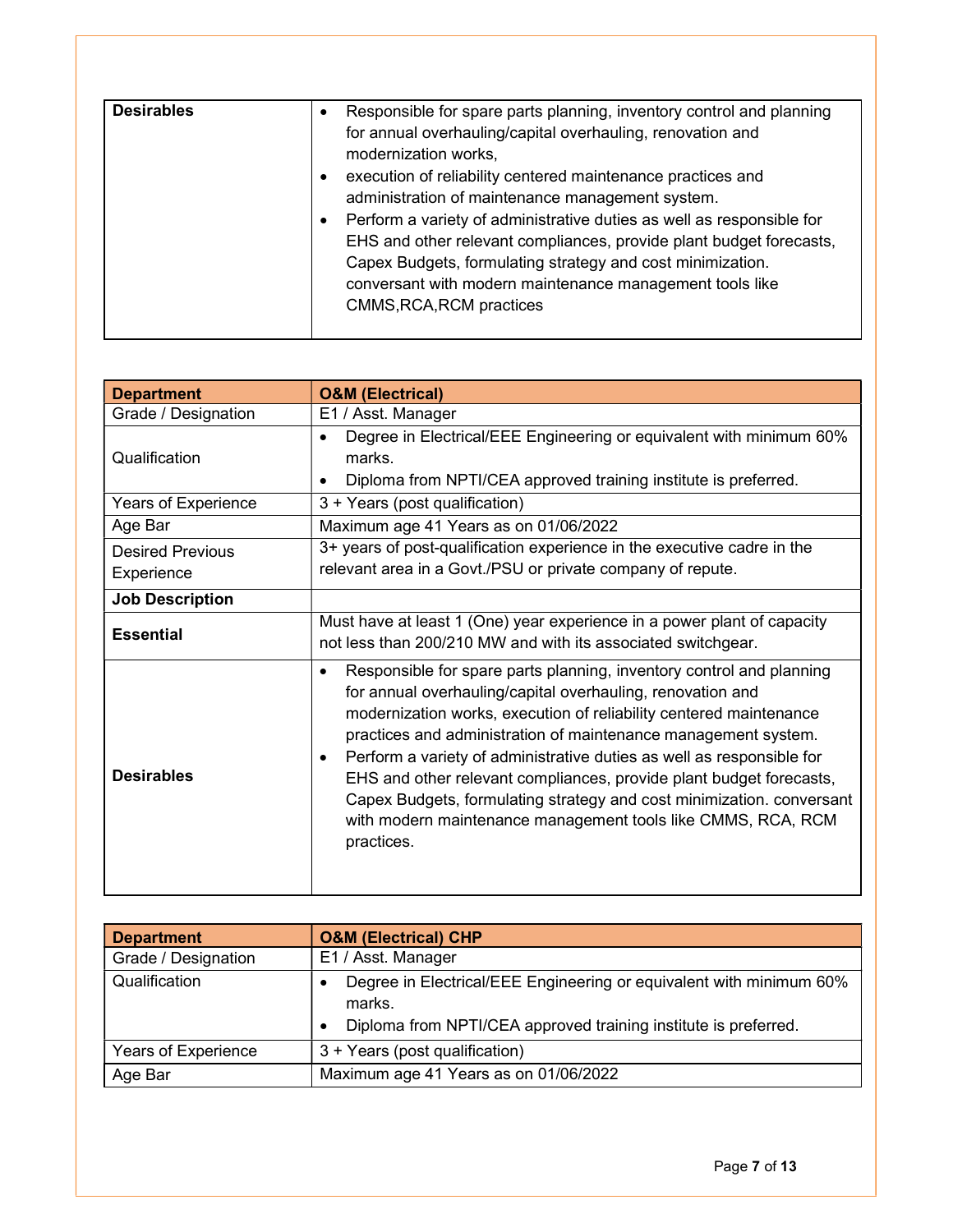| Desirables | <ul><li>Responsible for spare parts planning, inventory control and planning for annual overhauling/capital overhauling, renovation and modernization works,</li><li>execution of reliability centered maintenance practices and administration of maintenance management system.</li><li>Perform a variety of administrative duties as well as responsible for EHS and other relevant compliances, provide plant budget forecasts, Capex Budgets, formulating strategy and cost minimization. conversant with modern maintenance management tools like CMMS,RCA,RCM practices</li></ul> |
|---|---|

| **Department** | **O&M (Electrical)** |
|---|---|
| Grade / Designation | E1 / Asst. Manager |
| Qualification | <ul><li>Degree in Electrical/EEE Engineering or equivalent with minimum 60% marks.</li><li>Diploma from NPTI/CEA approved training institute is preferred.</li></ul> |
| Years of Experience | 3 + Years (post qualification) |
| Age Bar | Maximum age 41 Years as on 01/06/2022 |
| Desired Previous Experience | 3+ years of post-qualification experience in the executive cadre in the relevant area in a Govt./PSU or private company of repute. |
| **Job Description** | |
| **Essential** | Must have at least 1 (One) year experience in a power plant of capacity not less than 200/210 MW and with its associated switchgear. |
| **Desirables** | <ul><li>Responsible for spare parts planning, inventory control and planning for annual overhauling/capital overhauling, renovation and modernization works, execution of reliability centered maintenance practices and administration of maintenance management system.</li><li>Perform a variety of administrative duties as well as responsible for EHS and other relevant compliances, provide plant budget forecasts, Capex Budgets, formulating strategy and cost minimization. conversant with modern maintenance management tools like CMMS, RCA, RCM practices.</li></ul> |

| **Department** | **O&M (Electrical) CHP** |
|---|---|
| Grade / Designation | E1 / Asst. Manager |
| Qualification | <ul><li>Degree in Electrical/EEE Engineering or equivalent with minimum 60% marks.</li><li>Diploma from NPTI/CEA approved training institute is preferred.</li></ul> |
| Years of Experience | 3 + Years (post qualification) |
| Age Bar | Maximum age 41 Years as on 01/06/2022 |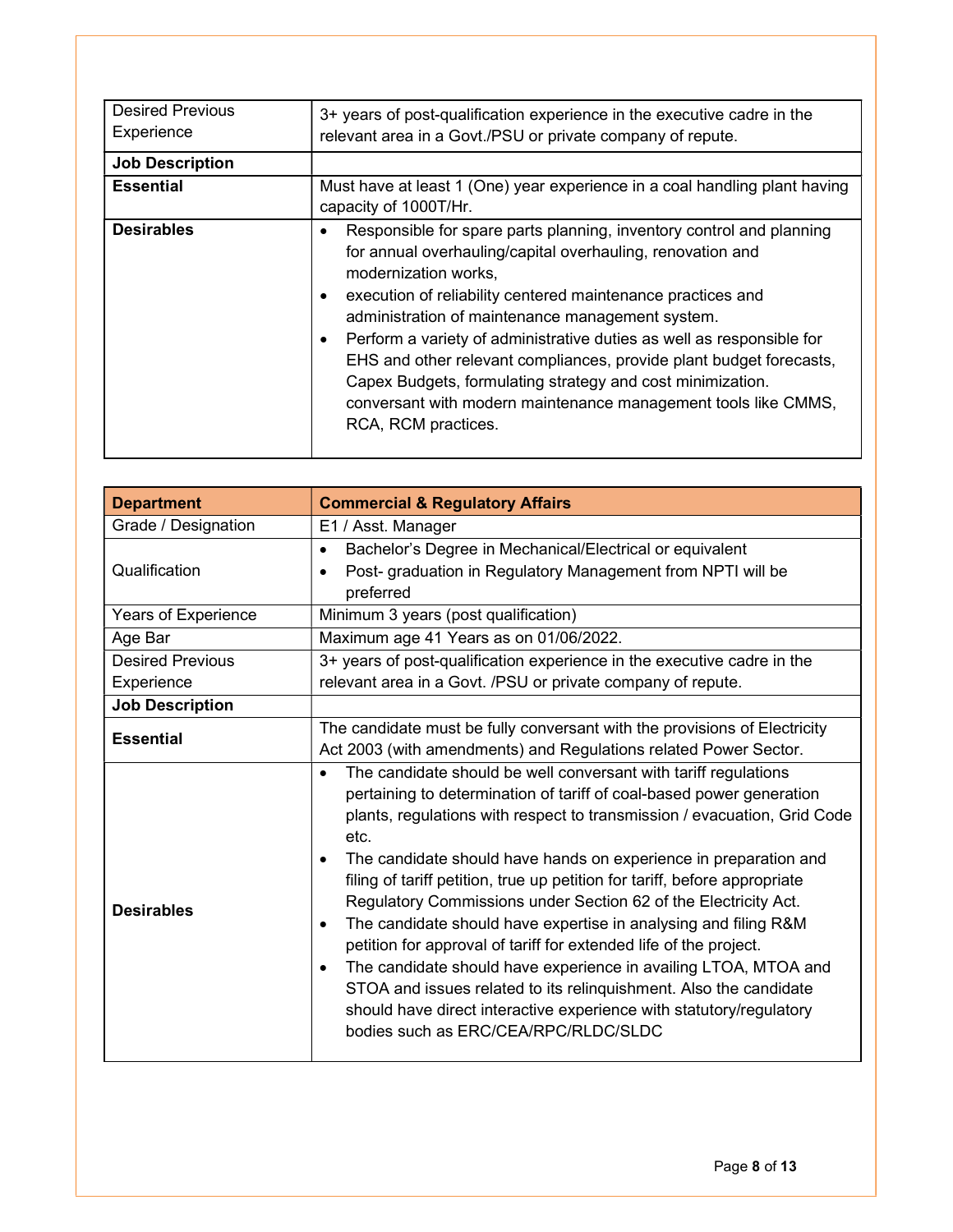| Desired Previous Experience | 3+ years of post-qualification experience in the executive cadre in the relevant area in a Govt./PSU or private company of repute. |
|---|---|
| **Job Description** | |
| **Essential** | Must have at least 1 (One) year experience in a coal handling plant having capacity of 1000T/Hr. |
| **Desirables** | • Responsible for spare parts planning, inventory control and planning for annual overhauling/capital overhauling, renovation and modernization works,<br>• execution of reliability centered maintenance practices and administration of maintenance management system.<br>• Perform a variety of administrative duties as well as responsible for EHS and other relevant compliances, provide plant budget forecasts, Capex Budgets, formulating strategy and cost minimization. conversant with modern maintenance management tools like CMMS, RCA, RCM practices. |

| **Department** | **Commercial & Regulatory Affairs** |
|---|---|
| Grade / Designation | E1 / Asst. Manager |
| Qualification | • Bachelor's Degree in Mechanical/Electrical or equivalent<br>• Post- graduation in Regulatory Management from NPTI will be preferred |
| Years of Experience | Minimum 3 years (post qualification) |
| Age Bar | Maximum age 41 Years as on 01/06/2022. |
| Desired Previous Experience | 3+ years of post-qualification experience in the executive cadre in the relevant area in a Govt. /PSU or private company of repute. |
| **Job Description** | |
| **Essential** | The candidate must be fully conversant with the provisions of Electricity Act 2003 (with amendments) and Regulations related Power Sector. |
| **Desirables** | • The candidate should be well conversant with tariff regulations pertaining to determination of tariff of coal-based power generation plants, regulations with respect to transmission / evacuation, Grid Code etc.<br>• The candidate should have hands on experience in preparation and filing of tariff petition, true up petition for tariff, before appropriate Regulatory Commissions under Section 62 of the Electricity Act.<br>• The candidate should have expertise in analysing and filing R&M petition for approval of tariff for extended life of the project.<br>• The candidate should have experience in availing LTOA, MTOA and STOA and issues related to its relinquishment. Also the candidate should have direct interactive experience with statutory/regulatory bodies such as ERC/CEA/RPC/RLDC/SLDC |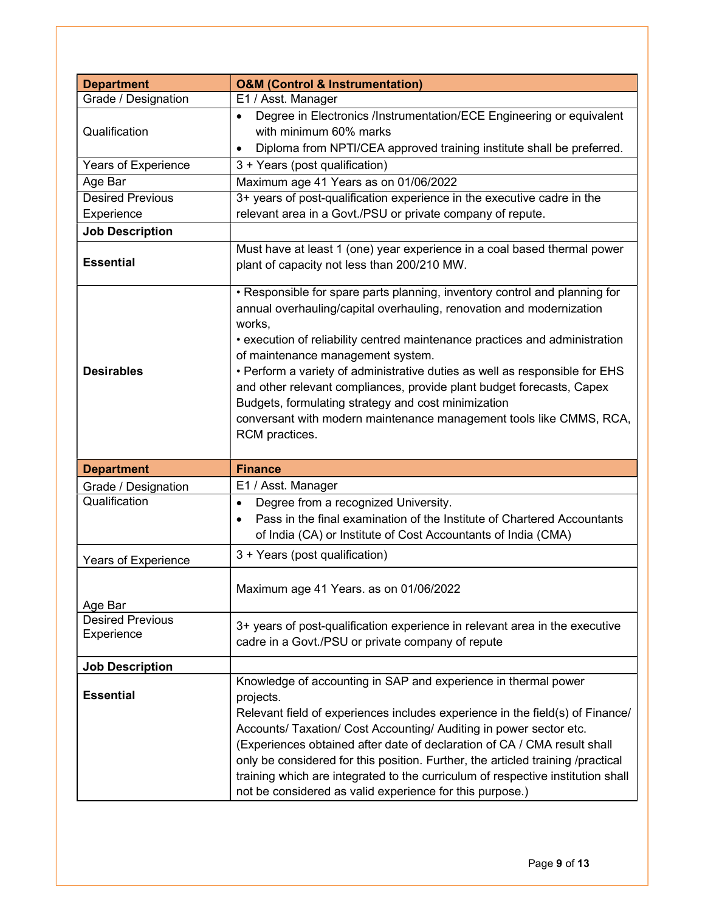| Department | O&M (Control & Instrumentation) |
|---|---|
| Grade / Designation | E1 / Asst. Manager |
| Qualification | • Degree in Electronics /Instrumentation/ECE Engineering or equivalent with minimum 60% marks<br>• Diploma from NPTI/CEA approved training institute shall be preferred. |
| Years of Experience | 3 + Years (post qualification) |
| Age Bar | Maximum age 41 Years as on 01/06/2022 |
| Desired Previous Experience | 3+ years of post-qualification experience in the executive cadre in the relevant area in a Govt./PSU or private company of repute. |
| **Job Description** | |
| **Essential** | Must have at least 1 (one) year experience in a coal based thermal power plant of capacity not less than 200/210 MW. |
| **Desirables** | • Responsible for spare parts planning, inventory control and planning for annual overhauling/capital overhauling, renovation and modernization works,<br>• execution of reliability centred maintenance practices and administration of maintenance management system.<br>• Perform a variety of administrative duties as well as responsible for EHS and other relevant compliances, provide plant budget forecasts, Capex Budgets, formulating strategy and cost minimization<br>conversant with modern maintenance management tools like CMMS, RCA, RCM practices. |

| Department | Finance |
|---|---|
| Grade / Designation | E1 / Asst. Manager |
| Qualification | • Degree from a recognized University.<br>• Pass in the final examination of the Institute of Chartered Accountants of India (CA) or Institute of Cost Accountants of India (CMA) |
| Years of Experience | 3 + Years (post qualification) |
| Age Bar | Maximum age 41 Years. as on 01/06/2022 |
| Desired Previous Experience | 3+ years of post-qualification experience in relevant area in the executive cadre in a Govt./PSU or private company of repute |
| **Job Description** | |
| **Essential** | Knowledge of accounting in SAP and experience in thermal power projects.<br>Relevant field of experiences includes experience in the field(s) of Finance/ Accounts/ Taxation/ Cost Accounting/ Auditing in power sector etc. (Experiences obtained after date of declaration of CA / CMA result shall only be considered for this position. Further, the articled training /practical training which are integrated to the curriculum of respective institution shall not be considered as valid experience for this purpose.) |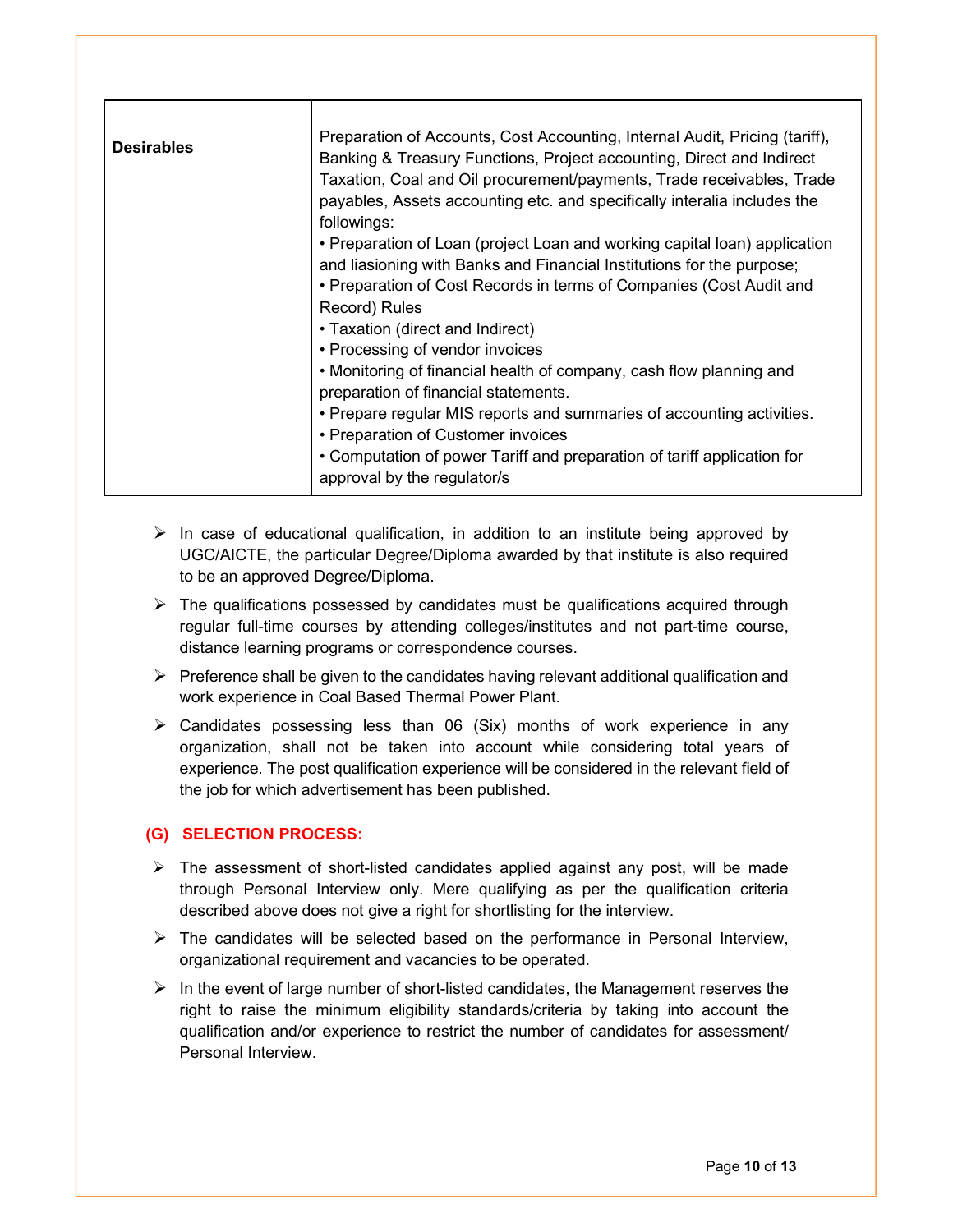| **Desirables** | Preparation of Accounts, Cost Accounting, Internal Audit, Pricing (tariff), Banking & Treasury Functions, Project accounting, Direct and Indirect Taxation, Coal and Oil procurement/payments, Trade receivables, Trade payables, Assets accounting etc. and specifically interalia includes the followings:<br>• Preparation of Loan (project Loan and working capital loan) application and liasioning with Banks and Financial Institutions for the purpose;<br>• Preparation of Cost Records in terms of Companies (Cost Audit and Record) Rules<br>• Taxation (direct and Indirect)<br>• Processing of vendor invoices<br>• Monitoring of financial health of company, cash flow planning and preparation of financial statements.<br>• Prepare regular MIS reports and summaries of accounting activities.<br>• Preparation of Customer invoices<br>• Computation of power Tariff and preparation of tariff application for approval by the regulator/s |
|---|---|

- In case of educational qualification, in addition to an institute being approved by UGC/AICTE, the particular Degree/Diploma awarded by that institute is also required to be an approved Degree/Diploma.
- The qualifications possessed by candidates must be qualifications acquired through regular full-time courses by attending colleges/institutes and not part-time course, distance learning programs or correspondence courses.
- Preference shall be given to the candidates having relevant additional qualification and work experience in Coal Based Thermal Power Plant.
- Candidates possessing less than 06 (Six) months of work experience in any organization, shall not be taken into account while considering total years of experience. The post qualification experience will be considered in the relevant field of the job for which advertisement has been published.

## (G) SELECTION PROCESS:

- The assessment of short-listed candidates applied against any post, will be made through Personal Interview only. Mere qualifying as per the qualification criteria described above does not give a right for shortlisting for the interview.
- The candidates will be selected based on the performance in Personal Interview, organizational requirement and vacancies to be operated.
- In the event of large number of short-listed candidates, the Management reserves the right to raise the minimum eligibility standards/criteria by taking into account the qualification and/or experience to restrict the number of candidates for assessment/ Personal Interview.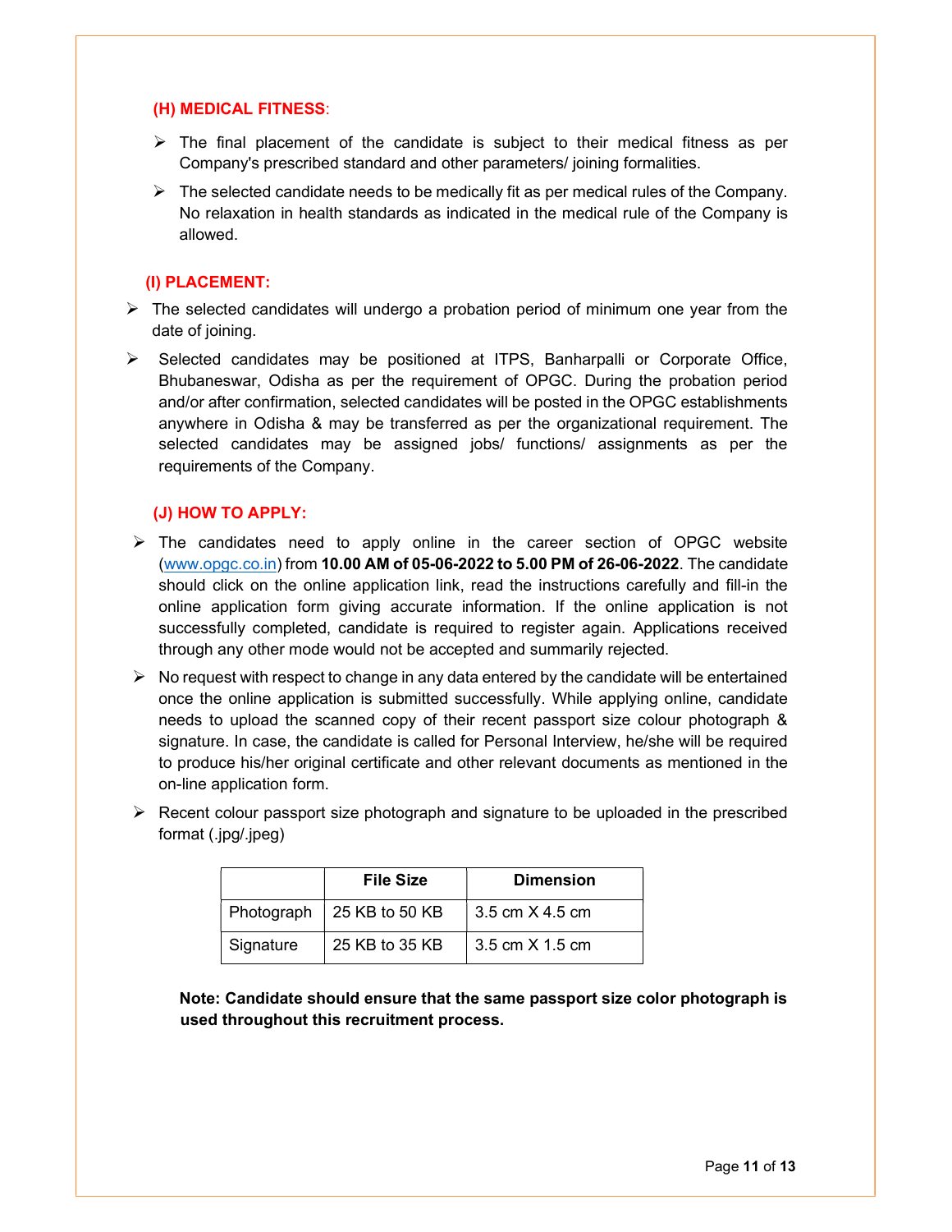### (H) MEDICAL FITNESS:

- The final placement of the candidate is subject to their medical fitness as per Company's prescribed standard and other parameters/ joining formalities.
- The selected candidate needs to be medically fit as per medical rules of the Company. No relaxation in health standards as indicated in the medical rule of the Company is allowed.

### (I) PLACEMENT:

- The selected candidates will undergo a probation period of minimum one year from the date of joining.
- Selected candidates may be positioned at ITPS, Banharpalli or Corporate Office, Bhubaneswar, Odisha as per the requirement of OPGC. During the probation period and/or after confirmation, selected candidates will be posted in the OPGC establishments anywhere in Odisha & may be transferred as per the organizational requirement. The selected candidates may be assigned jobs/ functions/ assignments as per the requirements of the Company.

### (J) HOW TO APPLY:

- The candidates need to apply online in the career section of OPGC website (www.opgc.co.in) from **10.00 AM of 05-06-2022 to 5.00 PM of 26-06-2022**. The candidate should click on the online application link, read the instructions carefully and fill-in the online application form giving accurate information. If the online application is not successfully completed, candidate is required to register again. Applications received through any other mode would not be accepted and summarily rejected.
- No request with respect to change in any data entered by the candidate will be entertained once the online application is submitted successfully. While applying online, candidate needs to upload the scanned copy of their recent passport size colour photograph & signature. In case, the candidate is called for Personal Interview, he/she will be required to produce his/her original certificate and other relevant documents as mentioned in the on-line application form.
- Recent colour passport size photograph and signature to be uploaded in the prescribed format (.jpg/.jpeg)

| | File Size | Dimension |
|---|---|---|
| Photograph | 25 KB to 50 KB | 3.5 cm X 4.5 cm |
| Signature | 25 KB to 35 KB | 3.5 cm X 1.5 cm |

**Note: Candidate should ensure that the same passport size color photograph is used throughout this recruitment process.**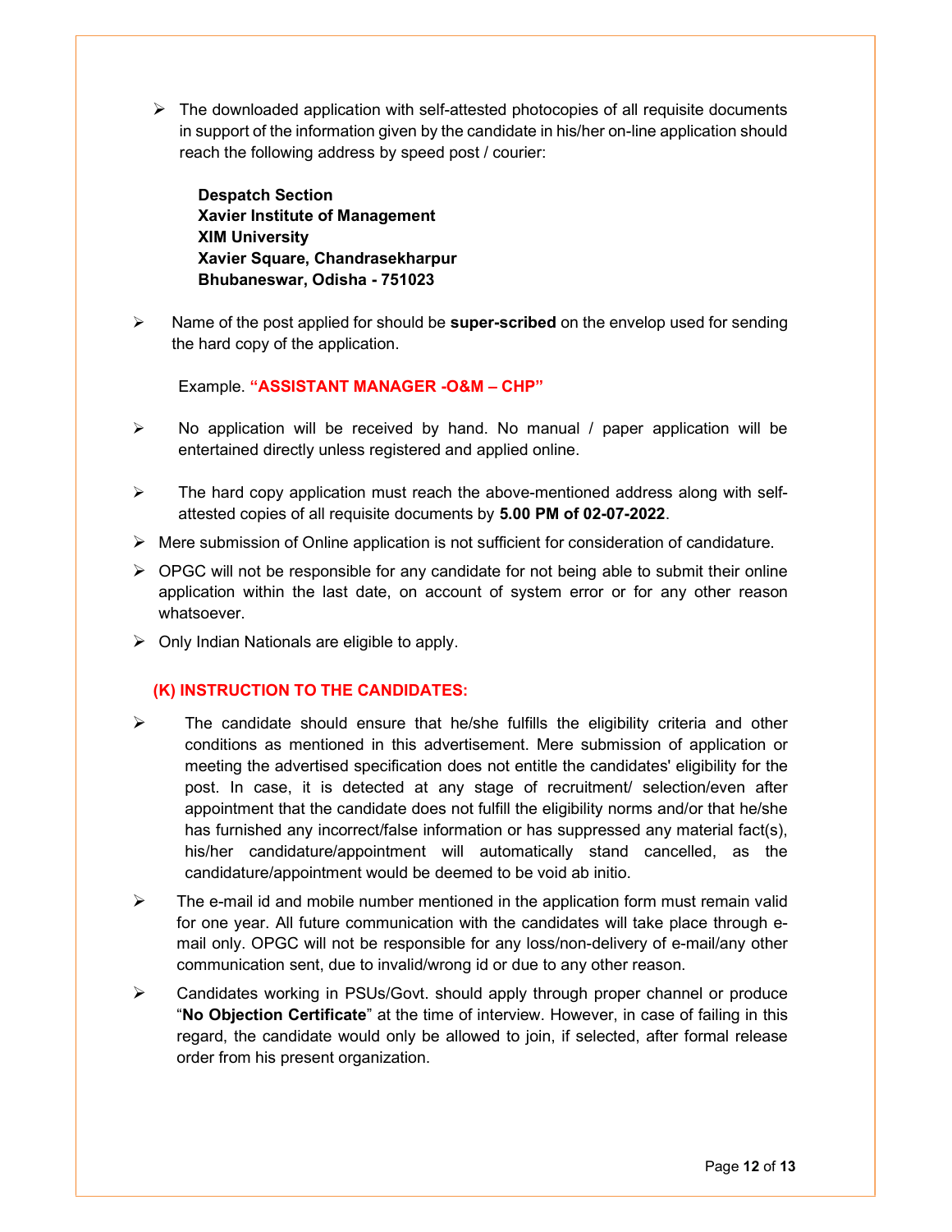- The downloaded application with self-attested photocopies of all requisite documents in support of the information given by the candidate in his/her on-line application should reach the following address by speed post / courier:

  **Despatch Section**
  **Xavier Institute of Management**
  **XIM University**
  **Xavier Square, Chandrasekharpur**
  **Bhubaneswar, Odisha - 751023**

- Name of the post applied for should be **super-scribed** on the envelop used for sending the hard copy of the application.

  Example. **"ASSISTANT MANAGER -O&M – CHP"**

- No application will be received by hand. No manual / paper application will be entertained directly unless registered and applied online.
- The hard copy application must reach the above-mentioned address along with self-attested copies of all requisite documents by **5.00 PM of 02-07-2022**.
- Mere submission of Online application is not sufficient for consideration of candidature.
- OPGC will not be responsible for any candidate for not being able to submit their online application within the last date, on account of system error or for any other reason whatsoever.
- Only Indian Nationals are eligible to apply.

## (K) INSTRUCTION TO THE CANDIDATES:

- The candidate should ensure that he/she fulfills the eligibility criteria and other conditions as mentioned in this advertisement. Mere submission of application or meeting the advertised specification does not entitle the candidates' eligibility for the post. In case, it is detected at any stage of recruitment/ selection/even after appointment that the candidate does not fulfill the eligibility norms and/or that he/she has furnished any incorrect/false information or has suppressed any material fact(s), his/her candidature/appointment will automatically stand cancelled, as the candidature/appointment would be deemed to be void ab initio.
- The e-mail id and mobile number mentioned in the application form must remain valid for one year. All future communication with the candidates will take place through e-mail only. OPGC will not be responsible for any loss/non-delivery of e-mail/any other communication sent, due to invalid/wrong id or due to any other reason.
- Candidates working in PSUs/Govt. should apply through proper channel or produce "**No Objection Certificate**" at the time of interview. However, in case of failing in this regard, the candidate would only be allowed to join, if selected, after formal release order from his present organization.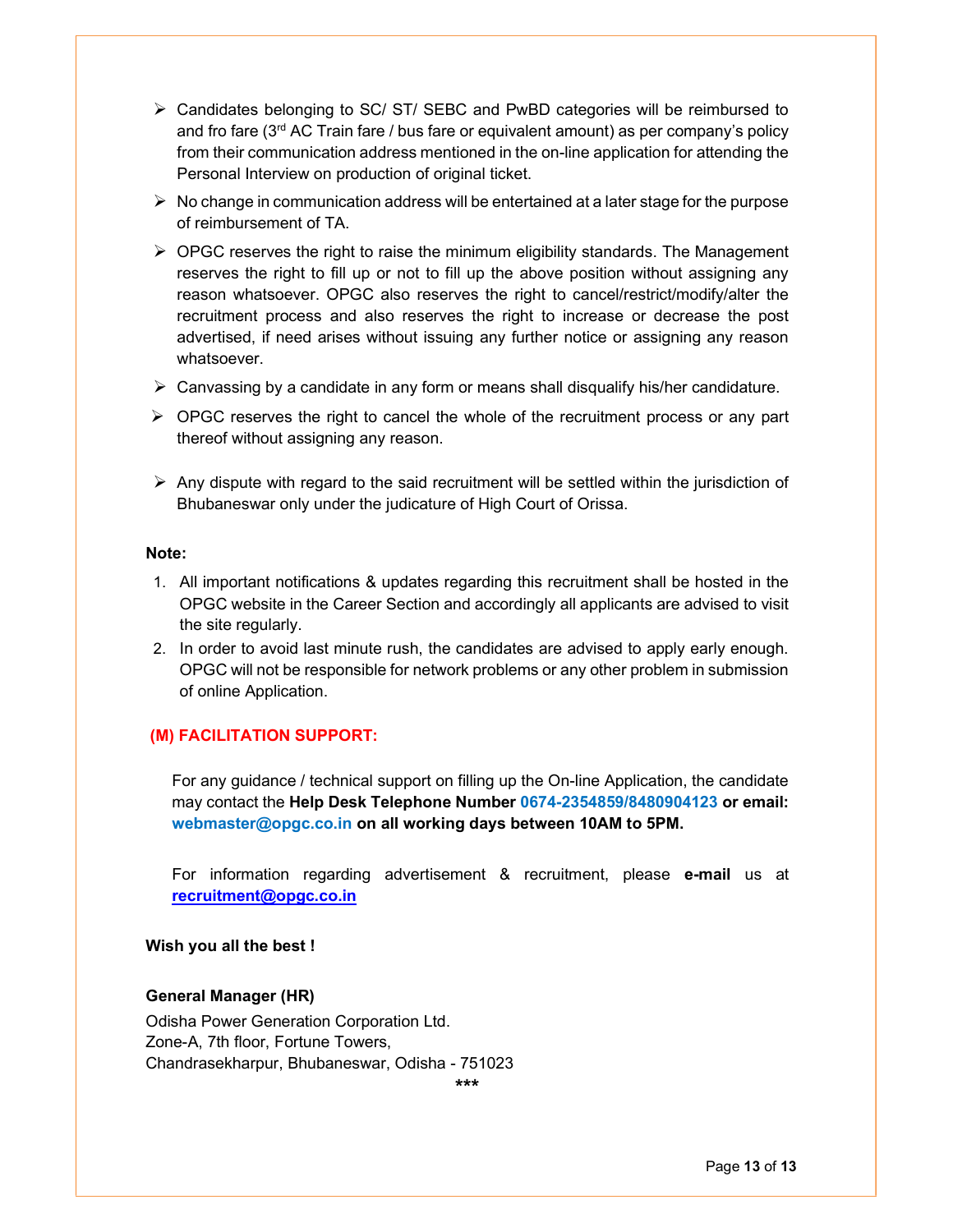- Candidates belonging to SC/ ST/ SEBC and PwBD categories will be reimbursed to and fro fare (3rd AC Train fare / bus fare or equivalent amount) as per company's policy from their communication address mentioned in the on-line application for attending the Personal Interview on production of original ticket.
- No change in communication address will be entertained at a later stage for the purpose of reimbursement of TA.
- OPGC reserves the right to raise the minimum eligibility standards. The Management reserves the right to fill up or not to fill up the above position without assigning any reason whatsoever. OPGC also reserves the right to cancel/restrict/modify/alter the recruitment process and also reserves the right to increase or decrease the post advertised, if need arises without issuing any further notice or assigning any reason whatsoever.
- Canvassing by a candidate in any form or means shall disqualify his/her candidature.
- OPGC reserves the right to cancel the whole of the recruitment process or any part thereof without assigning any reason.
- Any dispute with regard to the said recruitment will be settled within the jurisdiction of Bhubaneswar only under the judicature of High Court of Orissa.

**Note:**

1. All important notifications & updates regarding this recruitment shall be hosted in the OPGC website in the Career Section and accordingly all applicants are advised to visit the site regularly.
2. In order to avoid last minute rush, the candidates are advised to apply early enough. OPGC will not be responsible for network problems or any other problem in submission of online Application.

## (M) FACILITATION SUPPORT:

For any guidance / technical support on filling up the On-line Application, the candidate may contact the **Help Desk Telephone Number 0674-2354859/8480904123 or email: webmaster@opgc.co.in on all working days between 10AM to 5PM.**

For information regarding advertisement & recruitment, please **e-mail** us at **recruitment@opgc.co.in**

**Wish you all the best !**

**General Manager (HR)**

Odisha Power Generation Corporation Ltd.
Zone-A, 7th floor, Fortune Towers,
Chandrasekharpur, Bhubaneswar, Odisha - 751023

***